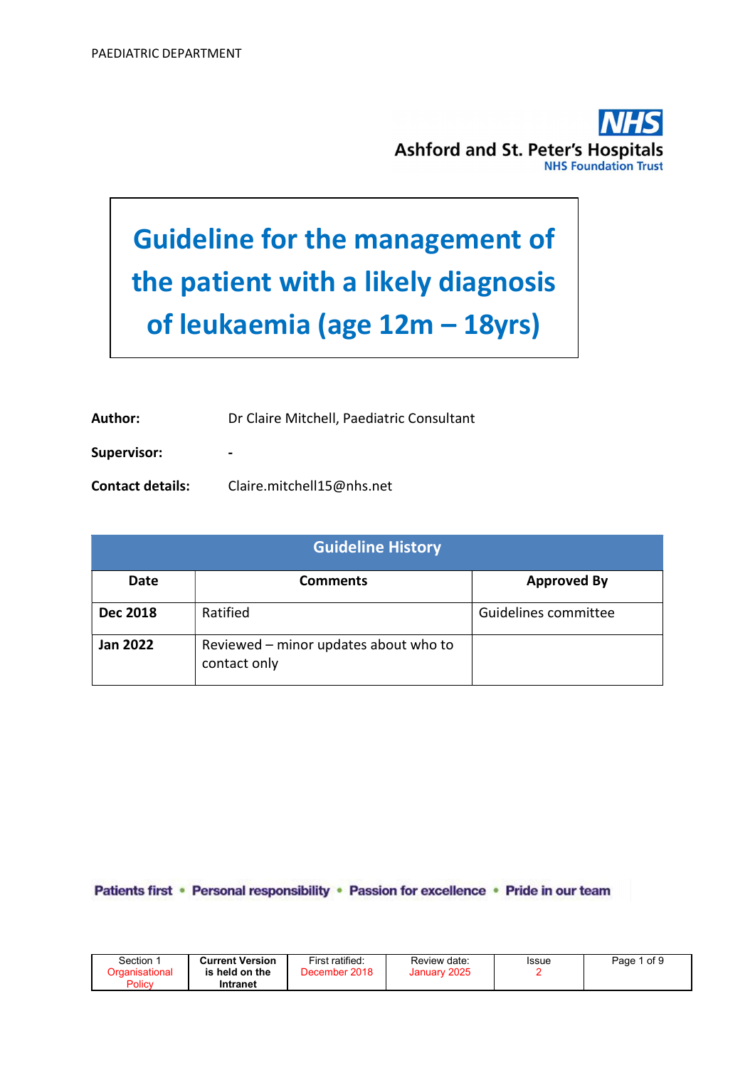# Guideline for the management of the patient with a likely diagnosis of leukaemia (age 12m – 18yrs)

**Author:** Dr Claire Mitchell, Paediatric Consultant

**Supervisor:** -

**Contact details:** Claire.mitchell15@nhs.net

| Guideline History | | |
|---|---|---|
| **Date** | **Comments** | **Approved By** |
| **Dec 2018** | Ratified | Guidelines committee |
| **Jan 2022** | Reviewed – minor updates about who to contact only | |

Patients first • Personal responsibility • Passion for excellence • Pride in our team

| Section 1 Organisational Policy | **Current Version is held on the Intranet** | First ratified: December 2018 | Review date: January 2025 | Issue 2 |
|---|---|---|---|---|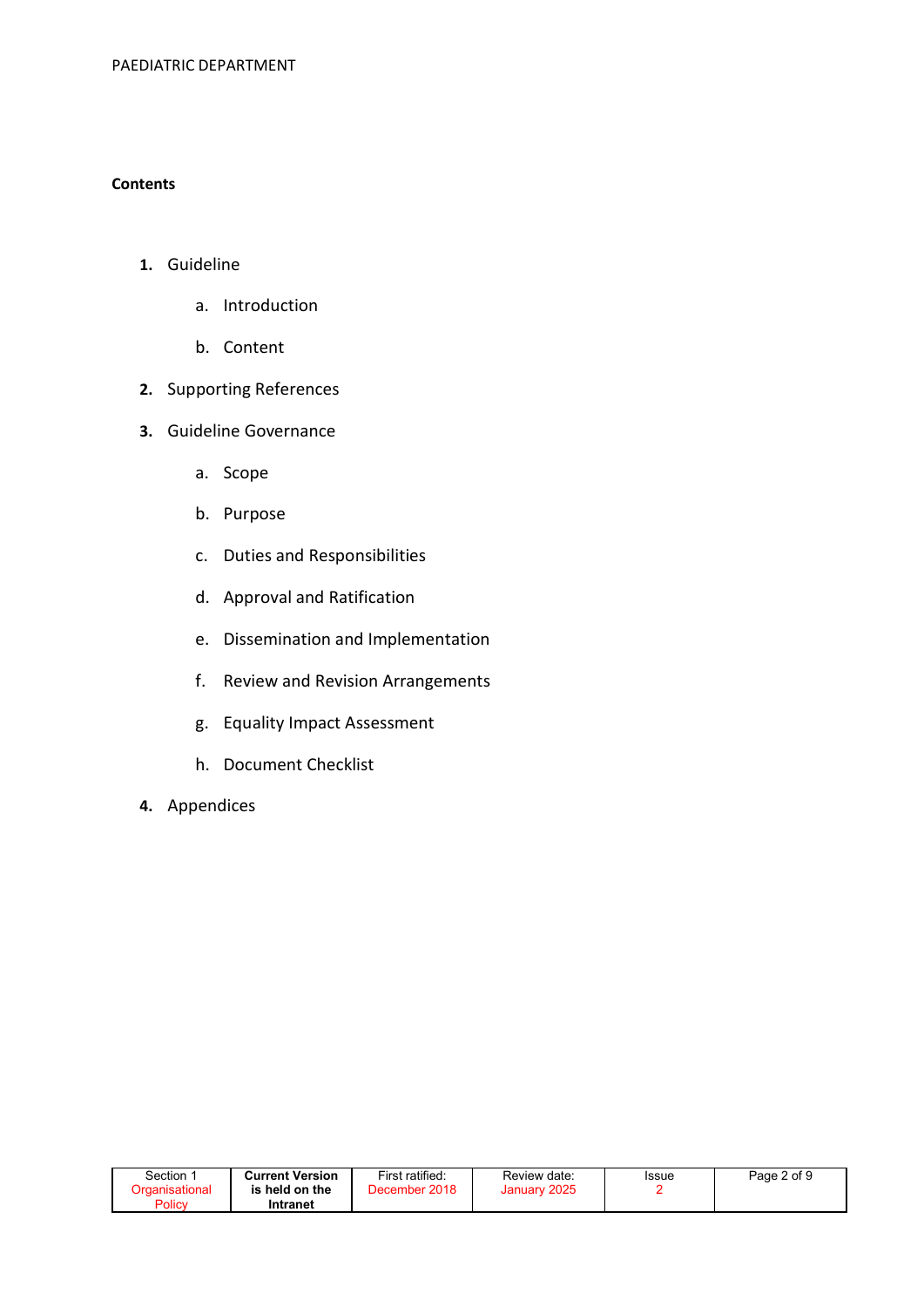**Contents**

1. Guideline
    a. Introduction
    b. Content
2. Supporting References
3. Guideline Governance
    a. Scope
    b. Purpose
    c. Duties and Responsibilities
    d. Approval and Ratification
    e. Dissemination and Implementation
    f. Review and Revision Arrangements
    g. Equality Impact Assessment
    h. Document Checklist
4. Appendices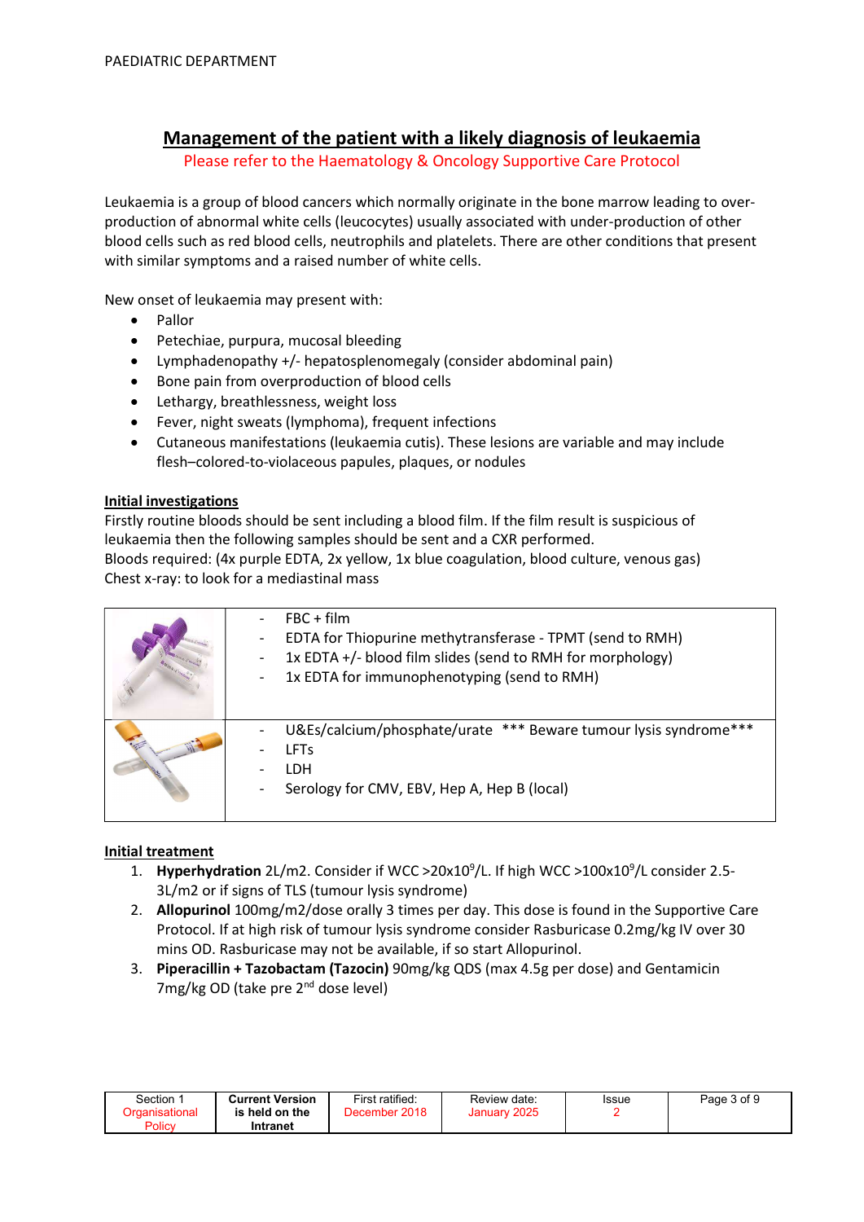PAEDIATRIC DEPARTMENT

# Management of the patient with a likely diagnosis of leukaemia

Please refer to the Haematology & Oncology Supportive Care Protocol

Leukaemia is a group of blood cancers which normally originate in the bone marrow leading to over-production of abnormal white cells (leucocytes) usually associated with under-production of other blood cells such as red blood cells, neutrophils and platelets. There are other conditions that present with similar symptoms and a raised number of white cells.

New onset of leukaemia may present with:

- Pallor
- Petechiae, purpura, mucosal bleeding
- Lymphadenopathy +/- hepatosplenomegaly (consider abdominal pain)
- Bone pain from overproduction of blood cells
- Lethargy, breathlessness, weight loss
- Fever, night sweats (lymphoma), frequent infections
- Cutaneous manifestations (leukaemia cutis). These lesions are variable and may include flesh–colored-to-violaceous papules, plaques, or nodules

## Initial investigations

Firstly routine bloods should be sent including a blood film. If the film result is suspicious of leukaemia then the following samples should be sent and a CXR performed.
Bloods required: (4x purple EDTA, 2x yellow, 1x blue coagulation, blood culture, venous gas)
Chest x-ray: to look for a mediastinal mass

| Tube | Tests |
|---|---|
| Purple EDTA | - FBC + film<br>- EDTA for Thiopurine methyltransferase - TPMT (send to RMH)<br>- 1x EDTA +/- blood film slides (send to RMH for morphology)<br>- 1x EDTA for immunophenotyping (send to RMH) |
| Yellow | - U&Es/calcium/phosphate/urate *** Beware tumour lysis syndrome***<br>- LFTs<br>- LDH<br>- Serology for CMV, EBV, Hep A, Hep B (local) |

## Initial treatment

1. **Hyperhydration** 2L/m2. Consider if WCC >20x10$^9$/L. If high WCC >100x10$^9$/L consider 2.5-3L/m2 or if signs of TLS (tumour lysis syndrome)
2. **Allopurinol** 100mg/m2/dose orally 3 times per day. This dose is found in the Supportive Care Protocol. If at high risk of tumour lysis syndrome consider Rasburicase 0.2mg/kg IV over 30 mins OD. Rasburicase may not be available, if so start Allopurinol.
3. **Piperacillin + Tazobactam (Tazocin)** 90mg/kg QDS (max 4.5g per dose) and Gentamicin 7mg/kg OD (take pre 2nd dose level)

| Section 1 Organisational Policy | Current Version is held on the Intranet | First ratified: December 2018 | Review date: January 2025 | Issue 2 |
|---|---|---|---|---|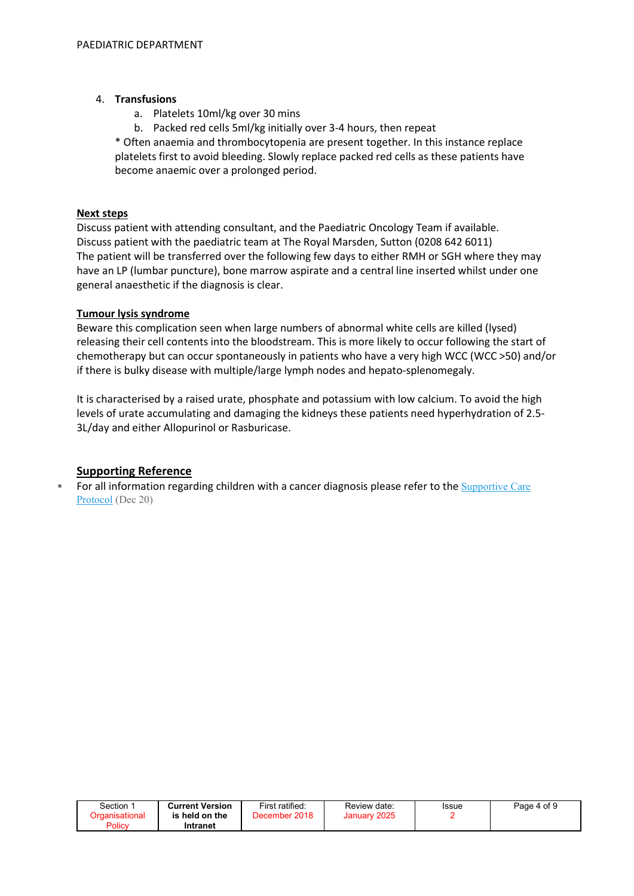4. **Transfusions**
    a. Platelets 10ml/kg over 30 mins
    b. Packed red cells 5ml/kg initially over 3-4 hours, then repeat

    * Often anaemia and thrombocytopenia are present together. In this instance replace platelets first to avoid bleeding. Slowly replace packed red cells as these patients have become anaemic over a prolonged period.

**Next steps**

Discuss patient with attending consultant, and the Paediatric Oncology Team if available.
Discuss patient with the paediatric team at The Royal Marsden, Sutton (0208 642 6011)
The patient will be transferred over the following few days to either RMH or SGH where they may have an LP (lumbar puncture), bone marrow aspirate and a central line inserted whilst under one general anaesthetic if the diagnosis is clear.

**Tumour lysis syndrome**

Beware this complication seen when large numbers of abnormal white cells are killed (lysed) releasing their cell contents into the bloodstream. This is more likely to occur following the start of chemotherapy but can occur spontaneously in patients who have a very high WCC (WCC >50) and/or if there is bulky disease with multiple/large lymph nodes and hepato-splenomegaly.

It is characterised by a raised urate, phosphate and potassium with low calcium. To avoid the high levels of urate accumulating and damaging the kidneys these patients need hyperhydration of 2.5-3L/day and either Allopurinol or Rasburicase.

## Supporting Reference

- For all information regarding children with a cancer diagnosis please refer to the Supportive Care Protocol (Dec 20)

| Section 1 Organisational Policy | Current Version is held on the Intranet | First ratified: December 2018 | Review date: January 2025 | Issue 2 |
|---|---|---|---|---|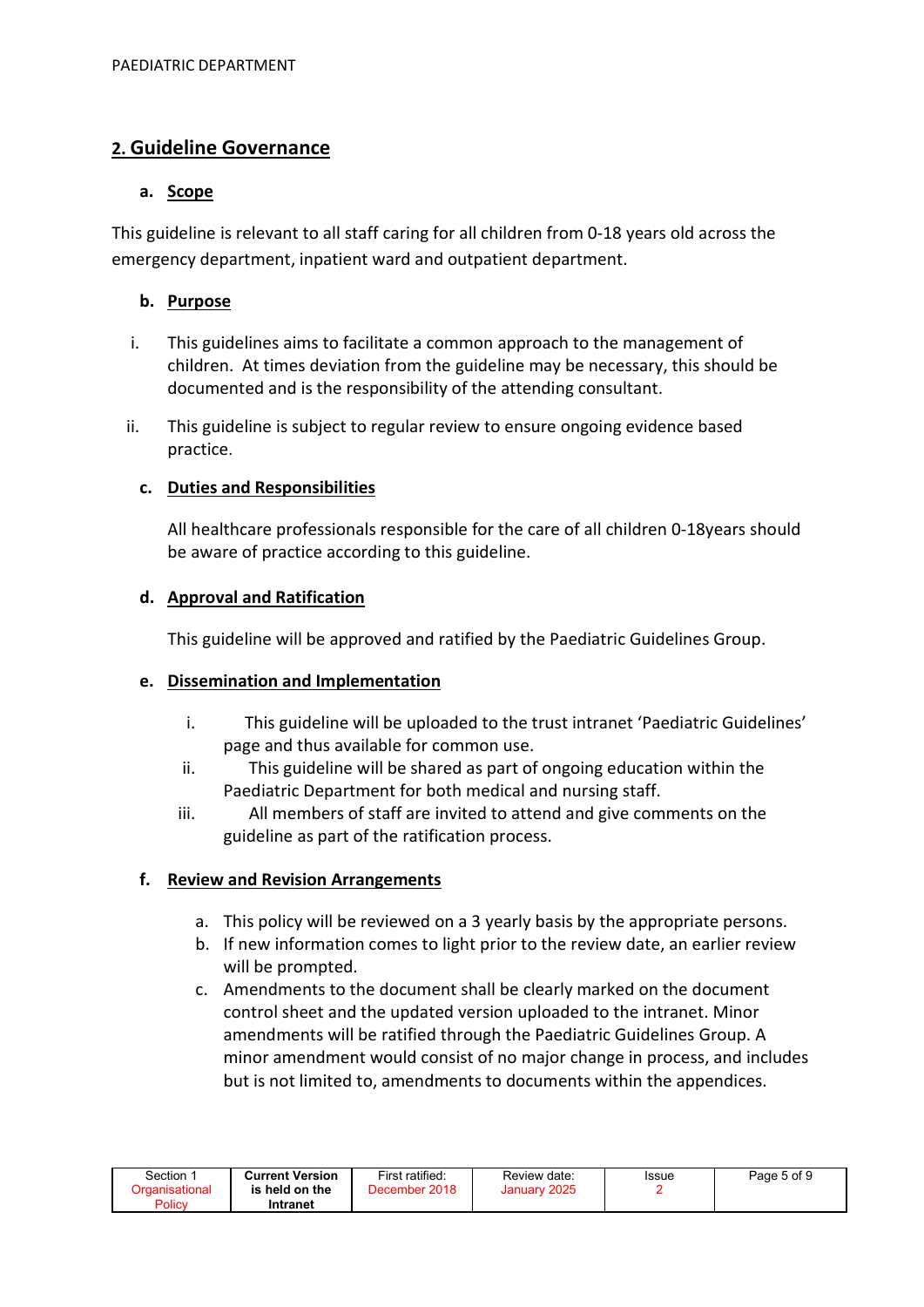## 2. Guideline Governance

### a. Scope

This guideline is relevant to all staff caring for all children from 0-18 years old across the emergency department, inpatient ward and outpatient department.

### b. Purpose

i. This guidelines aims to facilitate a common approach to the management of children. At times deviation from the guideline may be necessary, this should be documented and is the responsibility of the attending consultant.

ii. This guideline is subject to regular review to ensure ongoing evidence based practice.

### c. Duties and Responsibilities

All healthcare professionals responsible for the care of all children 0-18years should be aware of practice according to this guideline.

### d. Approval and Ratification

This guideline will be approved and ratified by the Paediatric Guidelines Group.

### e. Dissemination and Implementation

i. This guideline will be uploaded to the trust intranet 'Paediatric Guidelines' page and thus available for common use.

ii. This guideline will be shared as part of ongoing education within the Paediatric Department for both medical and nursing staff.

iii. All members of staff are invited to attend and give comments on the guideline as part of the ratification process.

### f. Review and Revision Arrangements

a. This policy will be reviewed on a 3 yearly basis by the appropriate persons.

b. If new information comes to light prior to the review date, an earlier review will be prompted.

c. Amendments to the document shall be clearly marked on the document control sheet and the updated version uploaded to the intranet. Minor amendments will be ratified through the Paediatric Guidelines Group. A minor amendment would consist of no major change in process, and includes but is not limited to, amendments to documents within the appendices.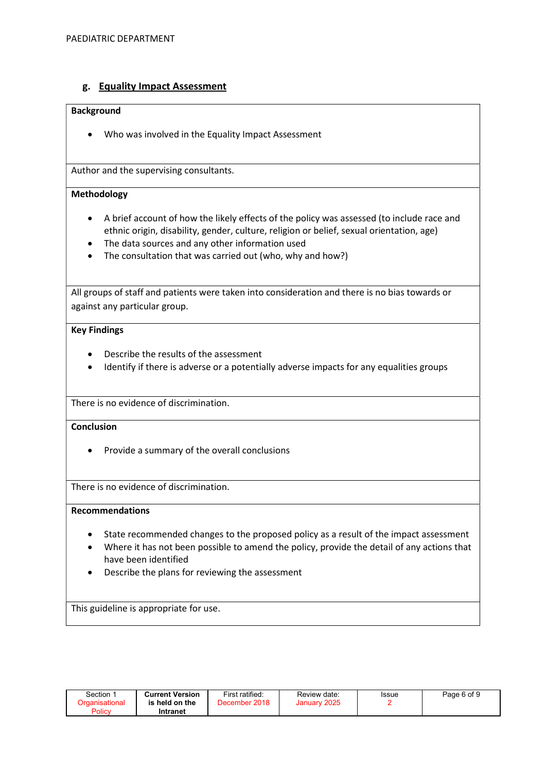### g. Equality Impact Assessment

**Background**

- Who was involved in the Equality Impact Assessment

Author and the supervising consultants.

**Methodology**

- A brief account of how the likely effects of the policy was assessed (to include race and ethnic origin, disability, gender, culture, religion or belief, sexual orientation, age)
- The data sources and any other information used
- The consultation that was carried out (who, why and how?)

All groups of staff and patients were taken into consideration and there is no bias towards or against any particular group.

**Key Findings**

- Describe the results of the assessment
- Identify if there is adverse or a potentially adverse impacts for any equalities groups

There is no evidence of discrimination.

**Conclusion**

- Provide a summary of the overall conclusions

There is no evidence of discrimination.

**Recommendations**

- State recommended changes to the proposed policy as a result of the impact assessment
- Where it has not been possible to amend the policy, provide the detail of any actions that have been identified
- Describe the plans for reviewing the assessment

This guideline is appropriate for use.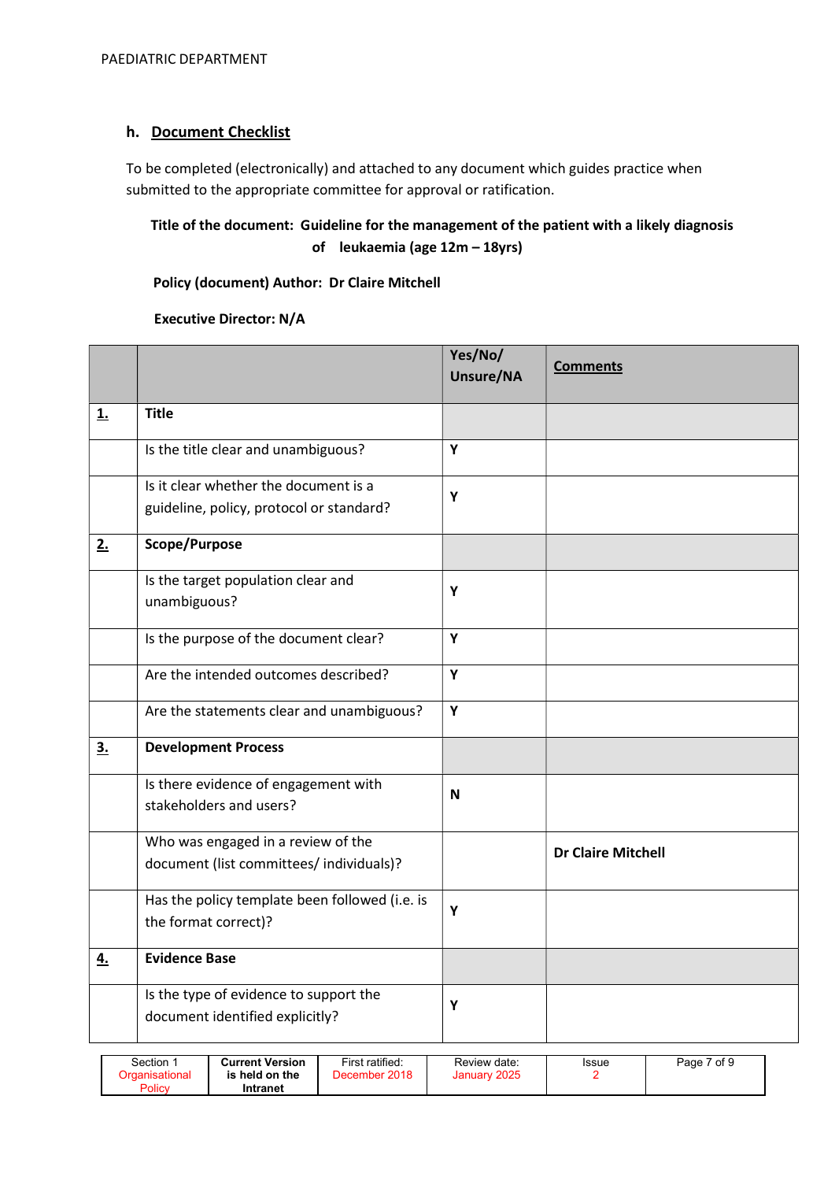PAEDIATRIC DEPARTMENT

## h. Document Checklist

To be completed (electronically) and attached to any document which guides practice when submitted to the appropriate committee for approval or ratification.

**Title of the document: Guideline for the management of the patient with a likely diagnosis of leukaemia (age 12m – 18yrs)**

**Policy (document) Author: Dr Claire Mitchell**

**Executive Director: N/A**

| | | Yes/No/ Unsure/NA | Comments |
|---|---|---|---|
| **1.** | **Title** | | |
| | Is the title clear and unambiguous? | **Y** | |
| | Is it clear whether the document is a guideline, policy, protocol or standard? | **Y** | |
| **2.** | **Scope/Purpose** | | |
| | Is the target population clear and unambiguous? | **Y** | |
| | Is the purpose of the document clear? | **Y** | |
| | Are the intended outcomes described? | **Y** | |
| | Are the statements clear and unambiguous? | **Y** | |
| **3.** | **Development Process** | | |
| | Is there evidence of engagement with stakeholders and users? | **N** | |
| | Who was engaged in a review of the document (list committees/ individuals)? | | **Dr Claire Mitchell** |
| | Has the policy template been followed (i.e. is the format correct)? | **Y** | |
| **4.** | **Evidence Base** | | |
| | Is the type of evidence to support the document identified explicitly? | **Y** | |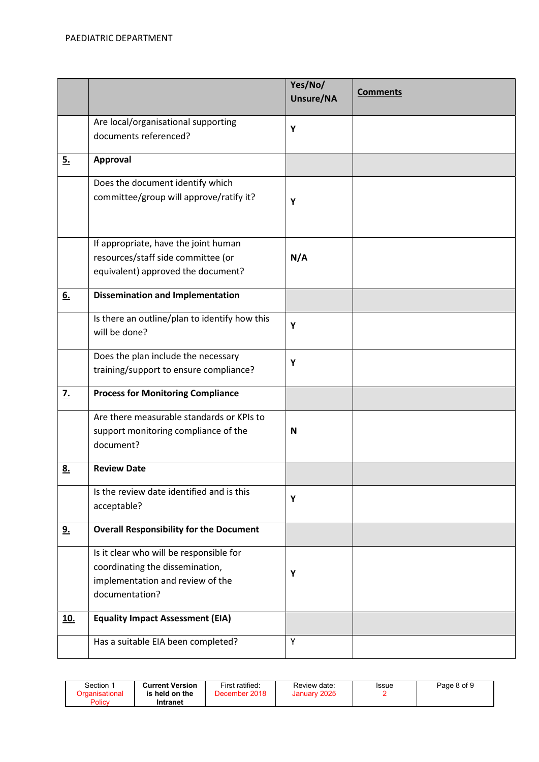| | | Yes/No/ Unsure/NA | Comments |
|---|---|---|---|
| | Are local/organisational supporting documents referenced? | Y | |
| 5. | **Approval** | | |
| | Does the document identify which committee/group will approve/ratify it? | Y | |
| | If appropriate, have the joint human resources/staff side committee (or equivalent) approved the document? | N/A | |
| 6. | **Dissemination and Implementation** | | |
| | Is there an outline/plan to identify how this will be done? | Y | |
| | Does the plan include the necessary training/support to ensure compliance? | Y | |
| 7. | **Process for Monitoring Compliance** | | |
| | Are there measurable standards or KPIs to support monitoring compliance of the document? | N | |
| 8. | **Review Date** | | |
| | Is the review date identified and is this acceptable? | Y | |
| 9. | **Overall Responsibility for the Document** | | |
| | Is it clear who will be responsible for coordinating the dissemination, implementation and review of the documentation? | Y | |
| 10. | **Equality Impact Assessment (EIA)** | | |
| | Has a suitable EIA been completed? | Y | |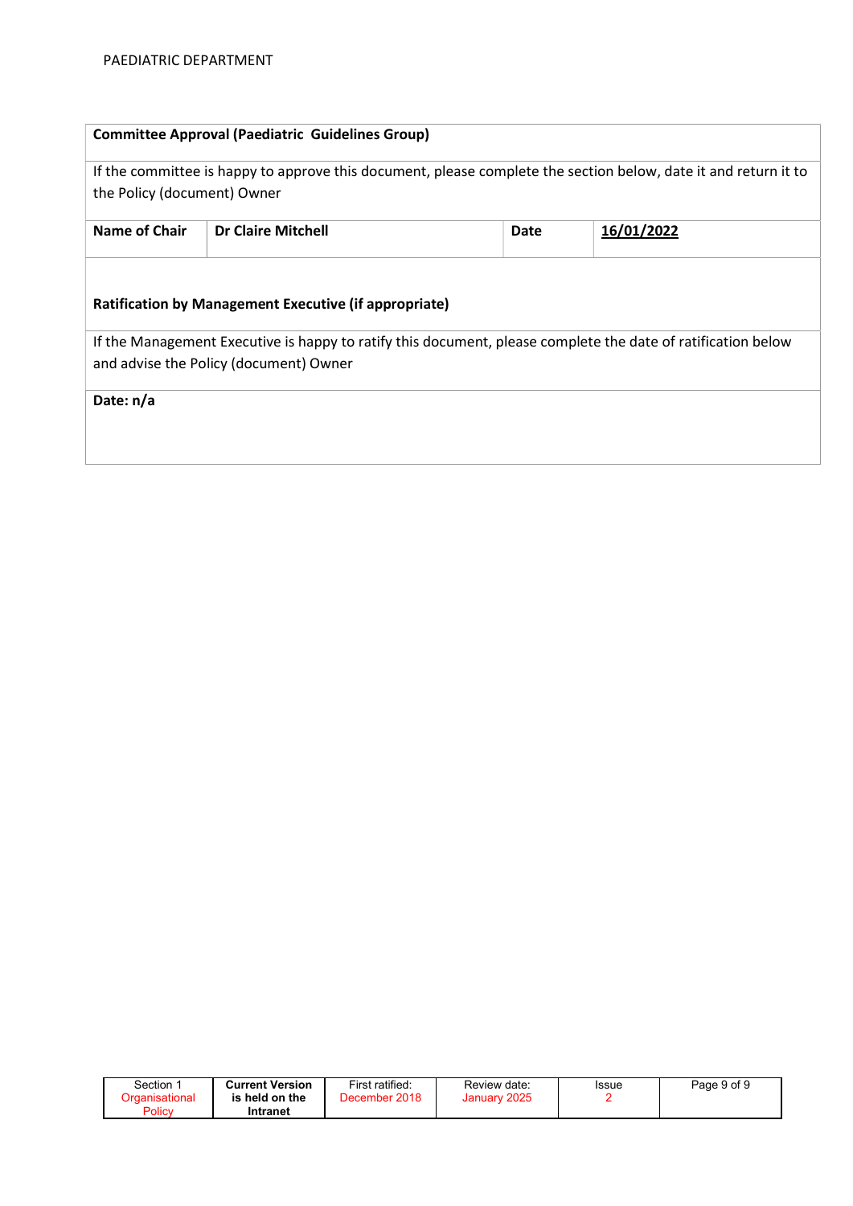| **Committee Approval (Paediatric Guidelines Group)** | | | |
|---|---|---|---|
| If the committee is happy to approve this document, please complete the section below, date it and return it to the Policy (document) Owner | | | |
| **Name of Chair** | **Dr Claire Mitchell** | **Date** | **16/01/2022** |
| **Ratification by Management Executive (if appropriate)** | | | |
| If the Management Executive is happy to ratify this document, please complete the date of ratification below and advise the Policy (document) Owner | | | |
| **Date: n/a** | | | |